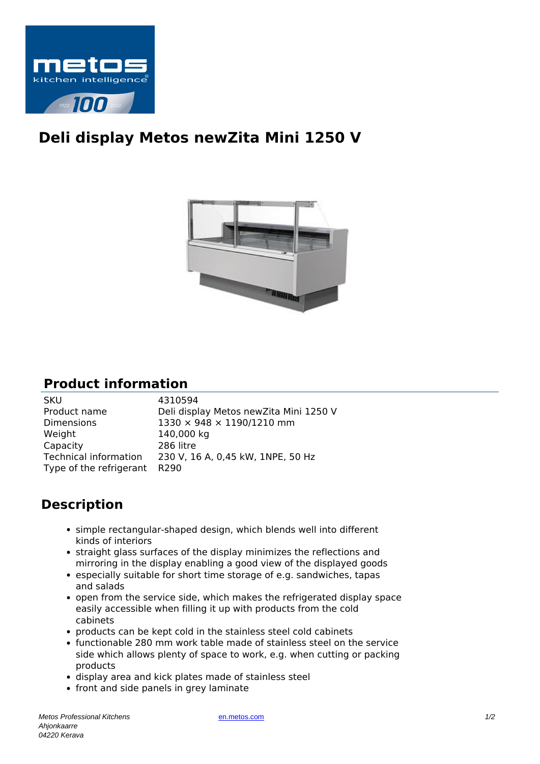# Deli display Metos newZita Mini 1250 V

## Product information

| | |
|---|---|
| SKU | 4310594 |
| Product name | Deli display Metos newZita Mini 1250 V |
| Dimensions | 1330 × 948 × 1190/1210 mm |
| Weight | 140,000 kg |
| Capacity | 286 litre |
| Technical information | 230 V, 16 A, 0,45 kW, 1NPE, 50 Hz |
| Type of the refrigerant | R290 |

## Description

- simple rectangular-shaped design, which blends well into different kinds of interiors
- straight glass surfaces of the display minimizes the reflections and mirroring in the display enabling a good view of the displayed goods
- especially suitable for short time storage of e.g. sandwiches, tapas and salads
- open from the service side, which makes the refrigerated display space easily accessible when filling it up with products from the cold cabinets
- products can be kept cold in the stainless steel cold cabinets
- functionable 280 mm work table made of stainless steel on the service side which allows plenty of space to work, e.g. when cutting or packing products
- display area and kick plates made of stainless steel
- front and side panels in grey laminate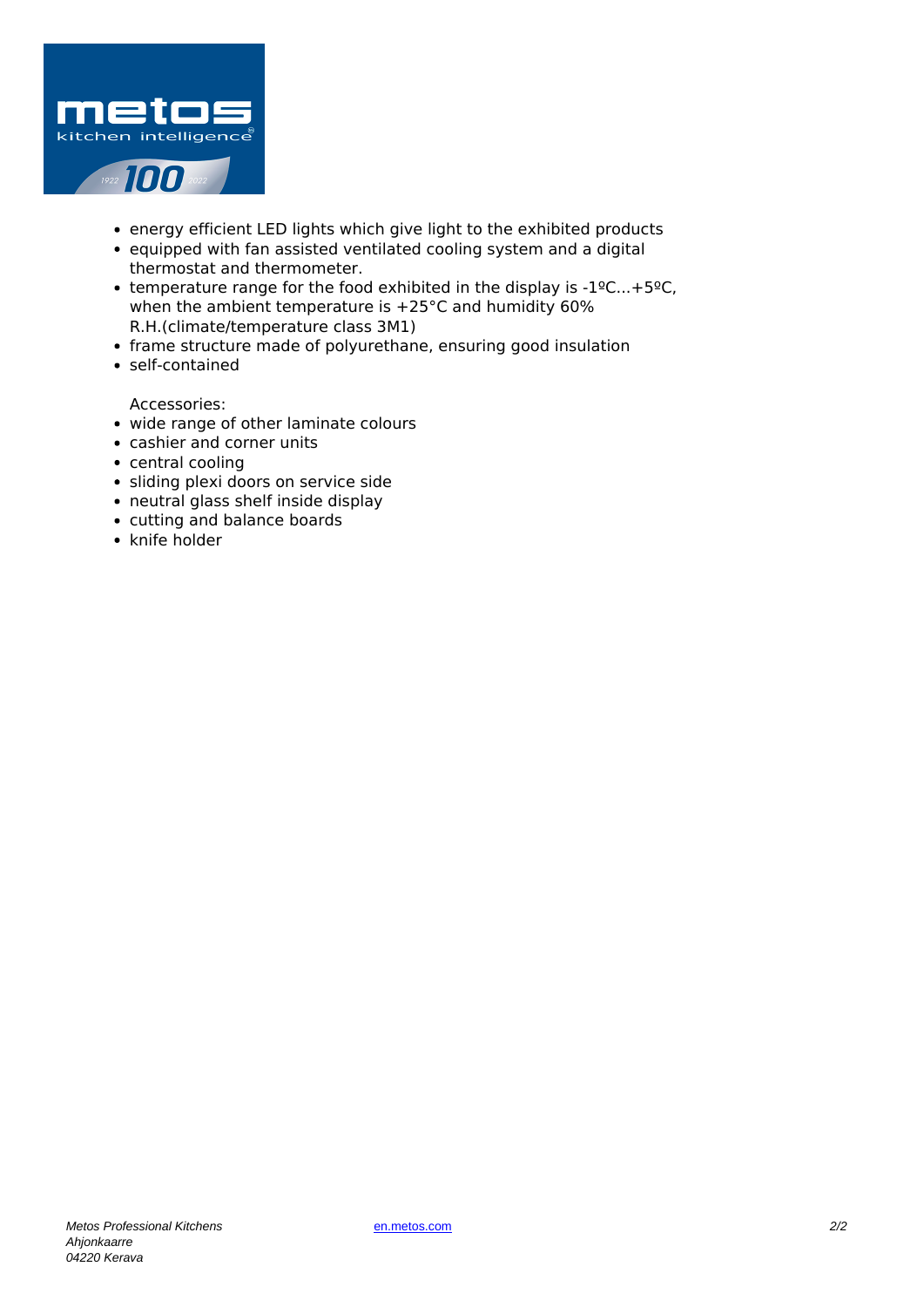- energy efficient LED lights which give light to the exhibited products
- equipped with fan assisted ventilated cooling system and a digital thermostat and thermometer.
- temperature range for the food exhibited in the display is -1ºC...+5ºC, when the ambient temperature is +25°C and humidity 60% R.H.(climate/temperature class 3M1)
- frame structure made of polyurethane, ensuring good insulation
- self-contained

Accessories:

- wide range of other laminate colours
- cashier and corner units
- central cooling
- sliding plexi doors on service side
- neutral glass shelf inside display
- cutting and balance boards
- knife holder